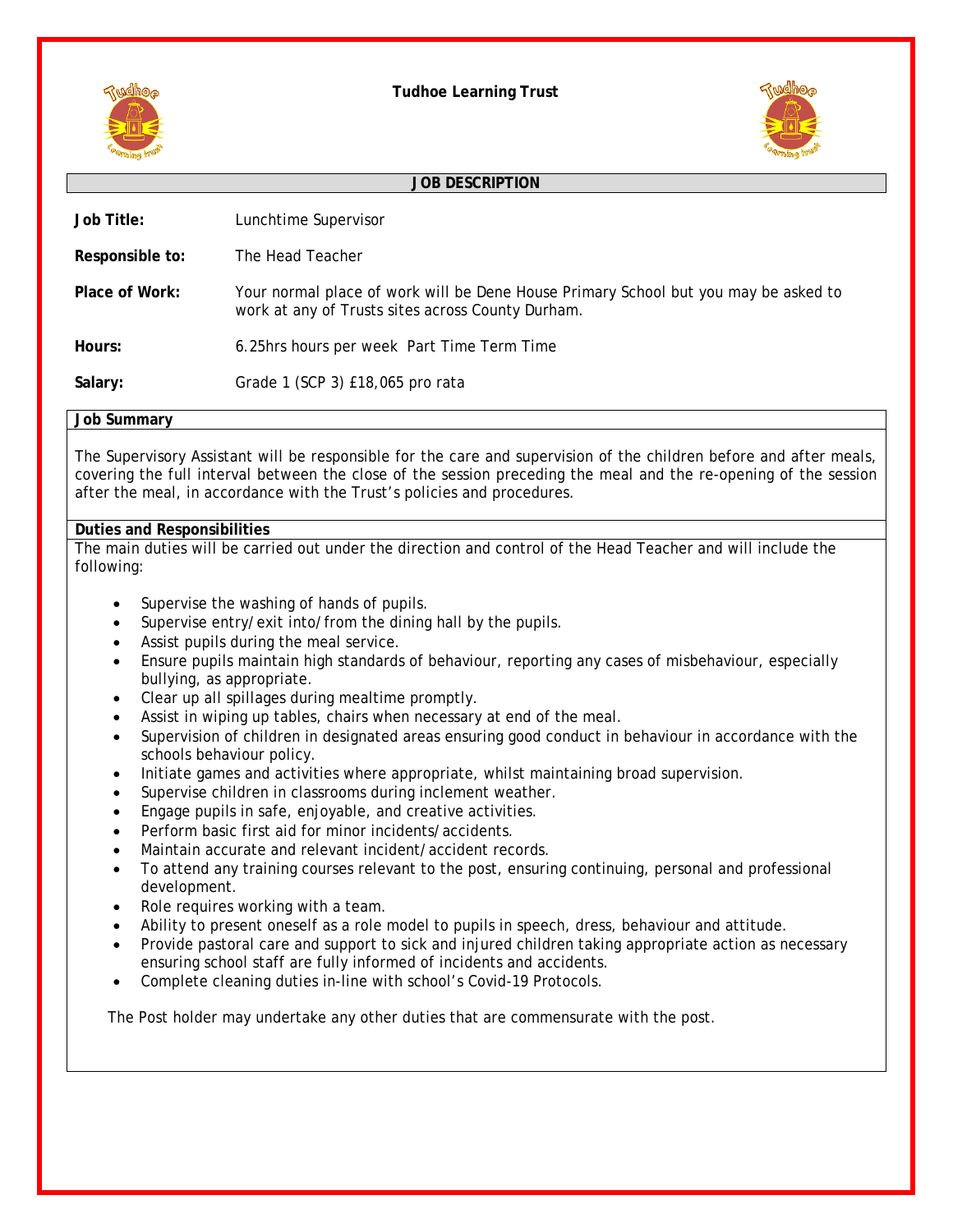**Tudhoe Learning Trust**

## JOB DESCRIPTION

| | |
|---|---|
| **Job Title:** | Lunchtime Supervisor |
| **Responsible to:** | The Head Teacher |
| **Place of Work:** | Your normal place of work will be Dene House Primary School but you may be asked to work at any of Trusts sites across County Durham. |
| **Hours:** | 6.25hrs hours per week Part Time Term Time |
| **Salary:** | Grade 1 (SCP 3) £18,065 pro rata |

### Job Summary

The Supervisory Assistant will be responsible for the care and supervision of the children before and after meals, covering the full interval between the close of the session preceding the meal and the re-opening of the session after the meal, in accordance with the Trust's policies and procedures.

### Duties and Responsibilities

The main duties will be carried out under the direction and control of the Head Teacher and will include the following:

- Supervise the washing of hands of pupils.
- Supervise entry/exit into/from the dining hall by the pupils.
- Assist pupils during the meal service.
- Ensure pupils maintain high standards of behaviour, reporting any cases of misbehaviour, especially bullying, as appropriate.
- Clear up all spillages during mealtime promptly.
- Assist in wiping up tables, chairs when necessary at end of the meal.
- Supervision of children in designated areas ensuring good conduct in behaviour in accordance with the schools behaviour policy.
- Initiate games and activities where appropriate, whilst maintaining broad supervision.
- Supervise children in classrooms during inclement weather.
- Engage pupils in safe, enjoyable, and creative activities.
- Perform basic first aid for minor incidents/accidents.
- Maintain accurate and relevant incident/accident records.
- To attend any training courses relevant to the post, ensuring continuing, personal and professional development.
- Role requires working with a team.
- Ability to present oneself as a role model to pupils in speech, dress, behaviour and attitude.
- Provide pastoral care and support to sick and injured children taking appropriate action as necessary ensuring school staff are fully informed of incidents and accidents.
- Complete cleaning duties in-line with school's Covid-19 Protocols.

The Post holder may undertake any other duties that are commensurate with the post.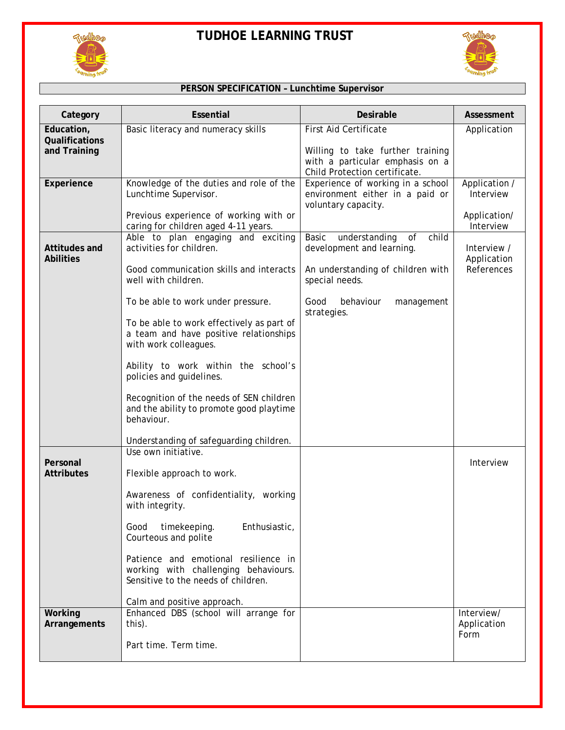# TUDHOE LEARNING TRUST

## PERSON SPECIFICATION – Lunchtime Supervisor

| Category | Essential | Desirable | Assessment |
|---|---|---|---|
| **Education, Qualifications and Training** | Basic literacy and numeracy skills | First Aid Certificate<br><br>Willing to take further training with a particular emphasis on a Child Protection certificate. | Application |
| **Experience** | Knowledge of the duties and role of the Lunchtime Supervisor.<br><br>Previous experience of working with or caring for children aged 4-11 years. | Experience of working in a school environment either in a paid or voluntary capacity. | Application / Interview<br><br>Application/ Interview |
| **Attitudes and Abilities** | Able to plan engaging and exciting activities for children.<br><br>Good communication skills and interacts well with children.<br><br>To be able to work under pressure.<br><br>To be able to work effectively as part of a team and have positive relationships with work colleagues.<br><br>Ability to work within the school's policies and guidelines.<br><br>Recognition of the needs of SEN children and the ability to promote good playtime behaviour.<br><br>Understanding of safeguarding children. | Basic understanding of child development and learning.<br><br>An understanding of children with special needs.<br><br>Good behaviour management strategies. | Interview / Application References |
| **Personal Attributes** | Use own initiative.<br><br>Flexible approach to work.<br><br>Awareness of confidentiality, working with integrity.<br><br>Good timekeeping. Enthusiastic, Courteous and polite<br><br>Patience and emotional resilience in working with challenging behaviours. Sensitive to the needs of children.<br><br>Calm and positive approach. | | Interview |
| **Working Arrangements** | Enhanced DBS (school will arrange for this).<br><br>Part time. Term time. | | Interview/ Application Form |